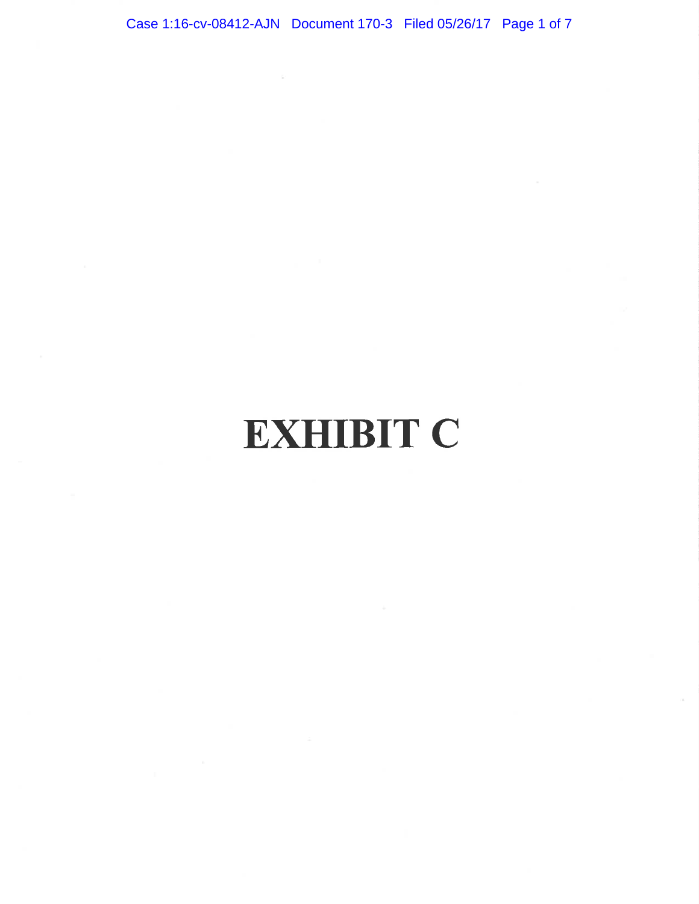# EXHIBIT C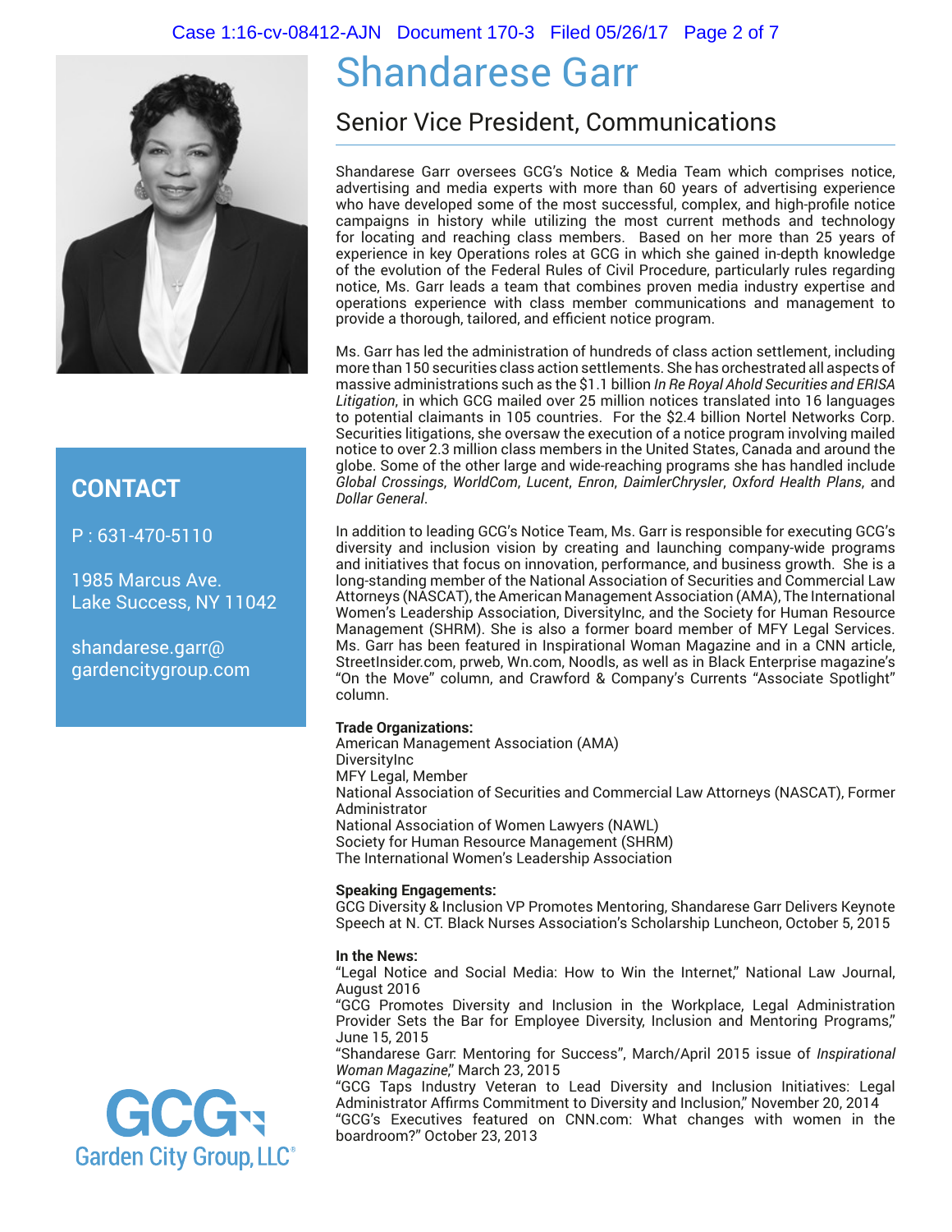# Shandarese Garr

## Senior Vice President, Communications

Shandarese Garr oversees GCG's Notice & Media Team which comprises notice, advertising and media experts with more than 60 years of advertising experience who have developed some of the most successful, complex, and high-profile notice campaigns in history while utilizing the most current methods and technology for locating and reaching class members. Based on her more than 25 years of experience in key Operations roles at GCG in which she gained in-depth knowledge of the evolution of the Federal Rules of Civil Procedure, particularly rules regarding notice, Ms. Garr leads a team that combines proven media industry expertise and operations experience with class member communications and management to provide a thorough, tailored, and efficient notice program.

Ms. Garr has led the administration of hundreds of class action settlement, including more than 150 securities class action settlements. She has orchestrated all aspects of massive administrations such as the $1.1 billion *In Re Royal Ahold Securities and ERISA Litigation*, in which GCG mailed over 25 million notices translated into 16 languages to potential claimants in 105 countries. For the $2.4 billion Nortel Networks Corp. Securities litigations, she oversaw the execution of a notice program involving mailed notice to over 2.3 million class members in the United States, Canada and around the globe. Some of the other large and wide-reaching programs she has handled include *Global Crossings*, *WorldCom*, *Lucent*, *Enron*, *DaimlerChrysler*, *Oxford Health Plans*, and *Dollar General*.

In addition to leading GCG's Notice Team, Ms. Garr is responsible for executing GCG's diversity and inclusion vision by creating and launching company-wide programs and initiatives that focus on innovation, performance, and business growth. She is a long-standing member of the National Association of Securities and Commercial Law Attorneys (NASCAT), the American Management Association (AMA), The International Women's Leadership Association, DiversityInc, and the Society for Human Resource Management (SHRM). She is also a former board member of MFY Legal Services. Ms. Garr has been featured in Inspirational Woman Magazine and in a CNN article, StreetInsider.com, prweb, Wn.com, Noodls, as well as in Black Enterprise magazine's "On the Move" column, and Crawford & Company's Currents "Associate Spotlight" column.

**Trade Organizations:**
American Management Association (AMA)
DiversityInc
MFY Legal, Member
National Association of Securities and Commercial Law Attorneys (NASCAT), Former Administrator
National Association of Women Lawyers (NAWL)
Society for Human Resource Management (SHRM)
The International Women's Leadership Association

**Speaking Engagements:**
GCG Diversity & Inclusion VP Promotes Mentoring, Shandarese Garr Delivers Keynote Speech at N. CT. Black Nurses Association's Scholarship Luncheon, October 5, 2015

**In the News:**
"Legal Notice and Social Media: How to Win the Internet," National Law Journal, August 2016
"GCG Promotes Diversity and Inclusion in the Workplace, Legal Administration Provider Sets the Bar for Employee Diversity, Inclusion and Mentoring Programs," June 15, 2015
"Shandarese Garr: Mentoring for Success", March/April 2015 issue of *Inspirational Woman Magazine*," March 23, 2015
"GCG Taps Industry Veteran to Lead Diversity and Inclusion Initiatives: Legal Administrator Affirms Commitment to Diversity and Inclusion," November 20, 2014
"GCG's Executives featured on CNN.com: What changes with women in the boardroom?" October 23, 2013

## CONTACT

P : 631-470-5110

1985 Marcus Ave.
Lake Success, NY 11042

shandarese.garr@
gardencitygroup.com

GCG
Garden City Group, LLC®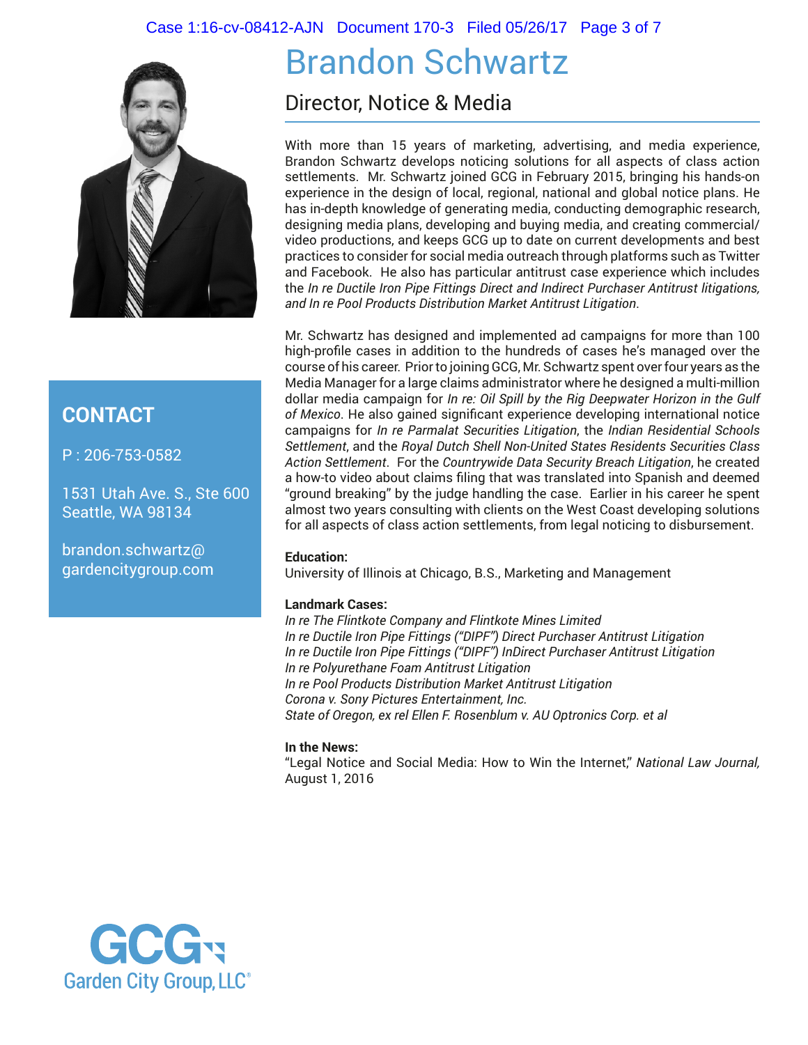# Brandon Schwartz

## Director, Notice & Media

With more than 15 years of marketing, advertising, and media experience, Brandon Schwartz develops noticing solutions for all aspects of class action settlements. Mr. Schwartz joined GCG in February 2015, bringing his hands-on experience in the design of local, regional, national and global notice plans. He has in-depth knowledge of generating media, conducting demographic research, designing media plans, developing and buying media, and creating commercial/video productions, and keeps GCG up to date on current developments and best practices to consider for social media outreach through platforms such as Twitter and Facebook. He also has particular antitrust case experience which includes the *In re Ductile Iron Pipe Fittings Direct and Indirect Purchaser Antitrust litigations, and In re Pool Products Distribution Market Antitrust Litigation*.

Mr. Schwartz has designed and implemented ad campaigns for more than 100 high-profile cases in addition to the hundreds of cases he's managed over the course of his career. Prior to joining GCG, Mr. Schwartz spent over four years as the Media Manager for a large claims administrator where he designed a multi-million dollar media campaign for *In re: Oil Spill by the Rig Deepwater Horizon in the Gulf of Mexico*. He also gained significant experience developing international notice campaigns for *In re Parmalat Securities Litigation*, the *Indian Residential Schools Settlement*, and the *Royal Dutch Shell Non-United States Residents Securities Class Action Settlement*. For the *Countrywide Data Security Breach Litigation*, he created a how-to video about claims filing that was translated into Spanish and deemed "ground breaking" by the judge handling the case. Earlier in his career he spent almost two years consulting with clients on the West Coast developing solutions for all aspects of class action settlements, from legal noticing to disbursement.

**Education:**
University of Illinois at Chicago, B.S., Marketing and Management

**Landmark Cases:**
*In re The Flintkote Company and Flintkote Mines Limited*
*In re Ductile Iron Pipe Fittings ("DIPF") Direct Purchaser Antitrust Litigation*
*In re Ductile Iron Pipe Fittings ("DIPF") InDirect Purchaser Antitrust Litigation*
*In re Polyurethane Foam Antitrust Litigation*
*In re Pool Products Distribution Market Antitrust Litigation*
*Corona v. Sony Pictures Entertainment, Inc.*
*State of Oregon, ex rel Ellen F. Rosenblum v. AU Optronics Corp. et al*

**In the News:**
"Legal Notice and Social Media: How to Win the Internet," *National Law Journal,* August 1, 2016

### CONTACT

P : 206-753-0582

1531 Utah Ave. S., Ste 600
Seattle, WA 98134

brandon.schwartz@gardencitygroup.com

GCG
Garden City Group, LLC®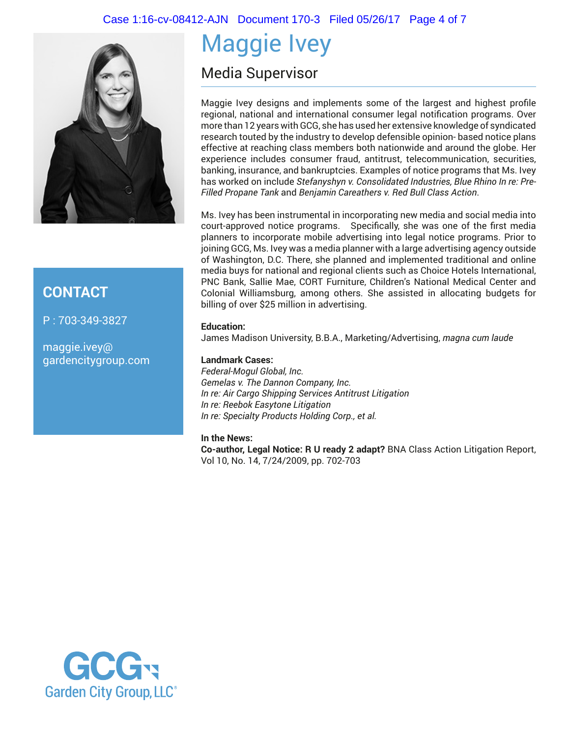# Maggie Ivey

## Media Supervisor

Maggie Ivey designs and implements some of the largest and highest profile regional, national and international consumer legal notification programs. Over more than 12 years with GCG, she has used her extensive knowledge of syndicated research touted by the industry to develop defensible opinion- based notice plans effective at reaching class members both nationwide and around the globe. Her experience includes consumer fraud, antitrust, telecommunication, securities, banking, insurance, and bankruptcies. Examples of notice programs that Ms. Ivey has worked on include *Stefanyshyn v. Consolidated Industries, Blue Rhino In re: Pre-Filled Propane Tank* and *Benjamin Careathers v. Red Bull Class Action*.

Ms. Ivey has been instrumental in incorporating new media and social media into court-approved notice programs. Specifically, she was one of the first media planners to incorporate mobile advertising into legal notice programs. Prior to joining GCG, Ms. Ivey was a media planner with a large advertising agency outside of Washington, D.C. There, she planned and implemented traditional and online media buys for national and regional clients such as Choice Hotels International, PNC Bank, Sallie Mae, CORT Furniture, Children's National Medical Center and Colonial Williamsburg, among others. She assisted in allocating budgets for billing of over $25 million in advertising.

**Education:**
James Madison University, B.B.A., Marketing/Advertising, *magna cum laude*

**Landmark Cases:**
*Federal-Mogul Global, Inc.*
*Gemelas v. The Dannon Company, Inc.*
*In re: Air Cargo Shipping Services Antitrust Litigation*
*In re: Reebok Easytone Litigation*
*In re: Specialty Products Holding Corp., et al.*

**In the News:**
**Co-author, Legal Notice: R U ready 2 adapt?** BNA Class Action Litigation Report, Vol 10, No. 14, 7/24/2009, pp. 702-703

## CONTACT

P : 703-349-3827

maggie.ivey@gardencitygroup.com

GCG
Garden City Group, LLC®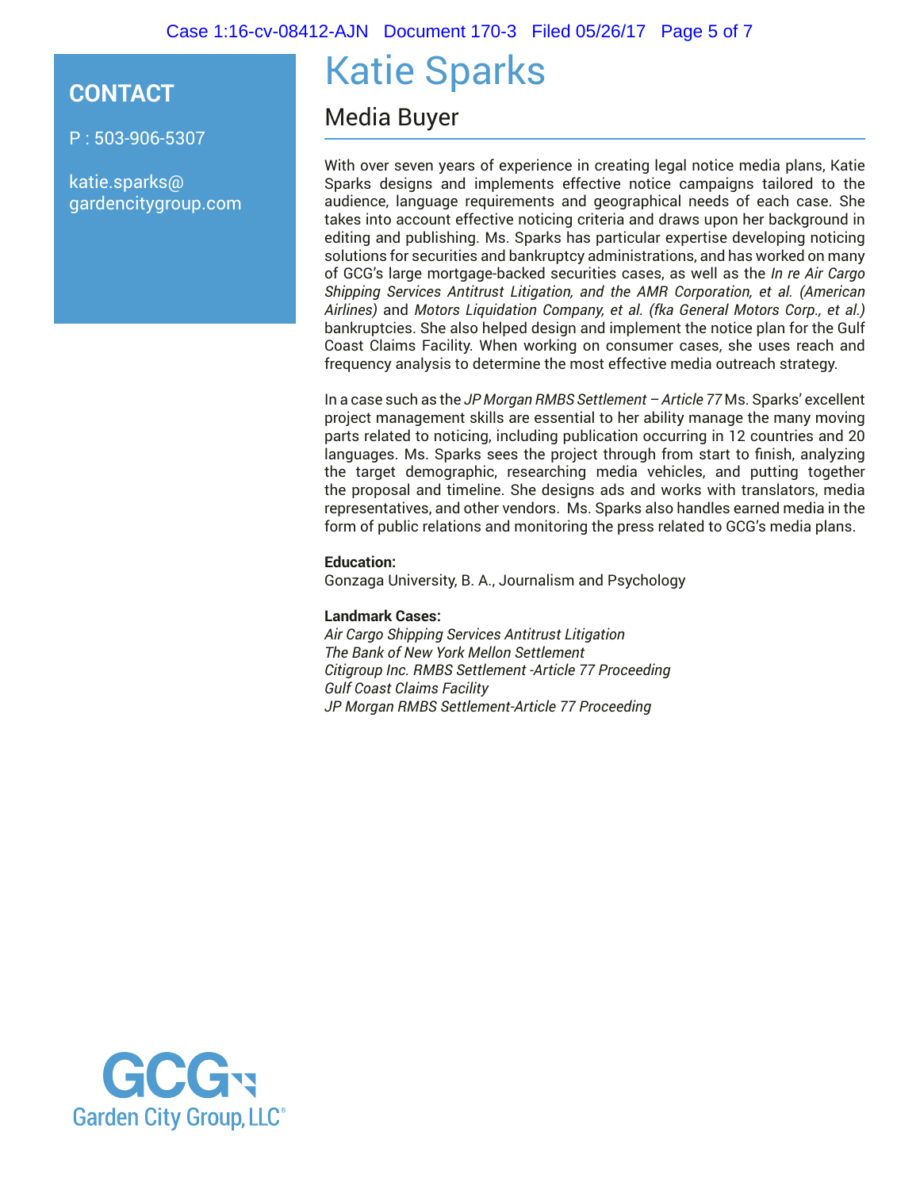# Katie Sparks

## Media Buyer

**CONTACT**

P : 503-906-5307

katie.sparks@gardencitygroup.com

With over seven years of experience in creating legal notice media plans, Katie Sparks designs and implements effective notice campaigns tailored to the audience, language requirements and geographical needs of each case. She takes into account effective noticing criteria and draws upon her background in editing and publishing. Ms. Sparks has particular expertise developing noticing solutions for securities and bankruptcy administrations, and has worked on many of GCG's large mortgage-backed securities cases, as well as the *In re Air Cargo Shipping Services Antitrust Litigation, and the AMR Corporation, et al. (American Airlines)* and *Motors Liquidation Company, et al. (fka General Motors Corp., et al.)* bankruptcies. She also helped design and implement the notice plan for the Gulf Coast Claims Facility. When working on consumer cases, she uses reach and frequency analysis to determine the most effective media outreach strategy.

In a case such as the *JP Morgan RMBS Settlement – Article 77* Ms. Sparks' excellent project management skills are essential to her ability manage the many moving parts related to noticing, including publication occurring in 12 countries and 20 languages. Ms. Sparks sees the project through from start to finish, analyzing the target demographic, researching media vehicles, and putting together the proposal and timeline. She designs ads and works with translators, media representatives, and other vendors. Ms. Sparks also handles earned media in the form of public relations and monitoring the press related to GCG's media plans.

**Education:**
Gonzaga University, B. A., Journalism and Psychology

**Landmark Cases:**
*Air Cargo Shipping Services Antitrust Litigation*
*The Bank of New York Mellon Settlement*
*Citigroup Inc. RMBS Settlement -Article 77 Proceeding*
*Gulf Coast Claims Facility*
*JP Morgan RMBS Settlement-Article 77 Proceeding*

GCG
Garden City Group, LLC®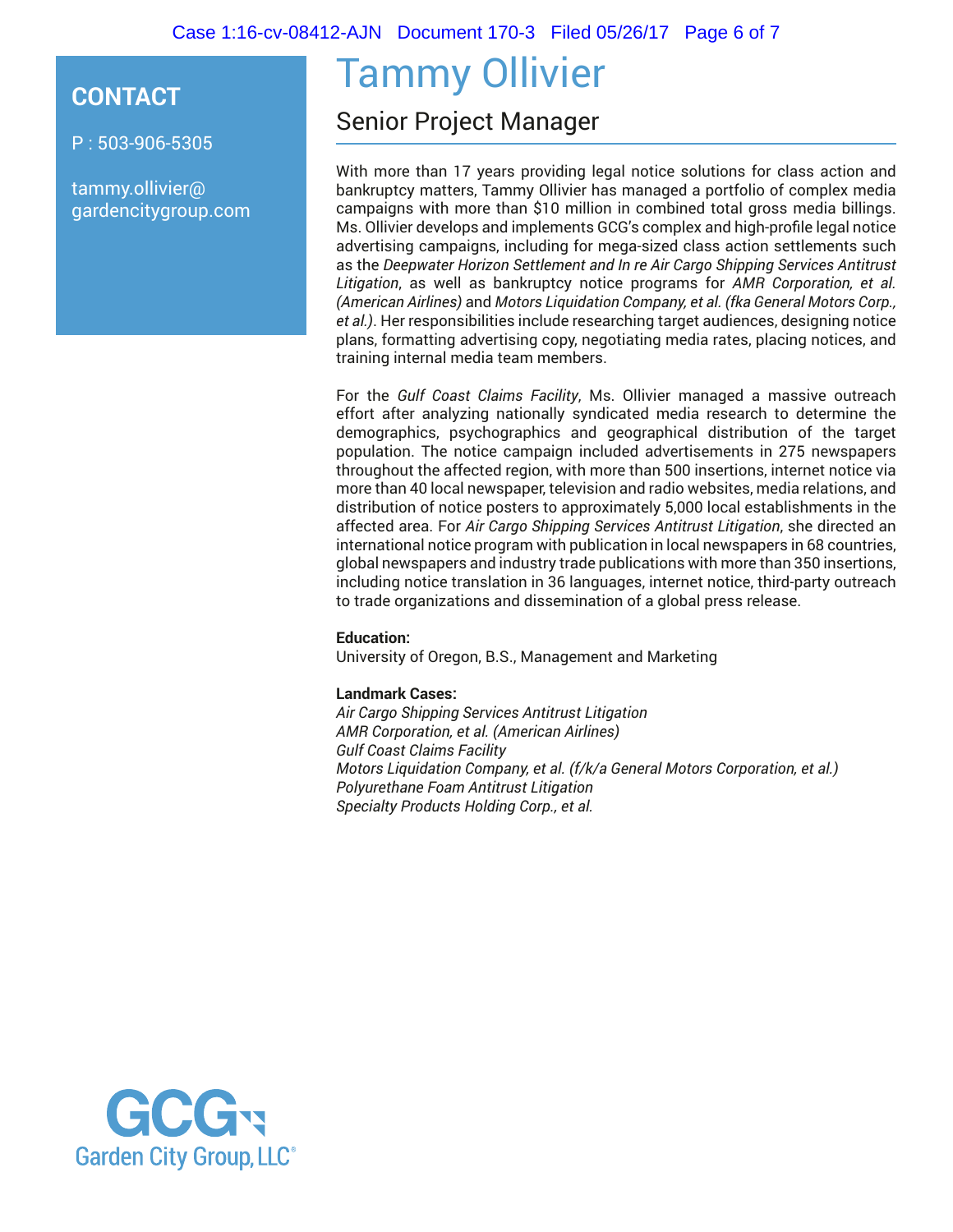# Tammy Ollivier

## Senior Project Manager

**CONTACT**

P : 503-906-5305

tammy.ollivier@gardencitygroup.com

With more than 17 years providing legal notice solutions for class action and bankruptcy matters, Tammy Ollivier has managed a portfolio of complex media campaigns with more than $10 million in combined total gross media billings. Ms. Ollivier develops and implements GCG's complex and high-profile legal notice advertising campaigns, including for mega-sized class action settlements such as the *Deepwater Horizon Settlement and In re Air Cargo Shipping Services Antitrust Litigation*, as well as bankruptcy notice programs for *AMR Corporation, et al. (American Airlines)* and *Motors Liquidation Company, et al. (fka General Motors Corp., et al.)*. Her responsibilities include researching target audiences, designing notice plans, formatting advertising copy, negotiating media rates, placing notices, and training internal media team members.

For the *Gulf Coast Claims Facility*, Ms. Ollivier managed a massive outreach effort after analyzing nationally syndicated media research to determine the demographics, psychographics and geographical distribution of the target population. The notice campaign included advertisements in 275 newspapers throughout the affected region, with more than 500 insertions, internet notice via more than 40 local newspaper, television and radio websites, media relations, and distribution of notice posters to approximately 5,000 local establishments in the affected area. For *Air Cargo Shipping Services Antitrust Litigation*, she directed an international notice program with publication in local newspapers in 68 countries, global newspapers and industry trade publications with more than 350 insertions, including notice translation in 36 languages, internet notice, third-party outreach to trade organizations and dissemination of a global press release.

**Education:**
University of Oregon, B.S., Management and Marketing

**Landmark Cases:**
*Air Cargo Shipping Services Antitrust Litigation*
*AMR Corporation, et al. (American Airlines)*
*Gulf Coast Claims Facility*
*Motors Liquidation Company, et al. (f/k/a General Motors Corporation, et al.)*
*Polyurethane Foam Antitrust Litigation*
*Specialty Products Holding Corp., et al.*

GCG
Garden City Group, LLC®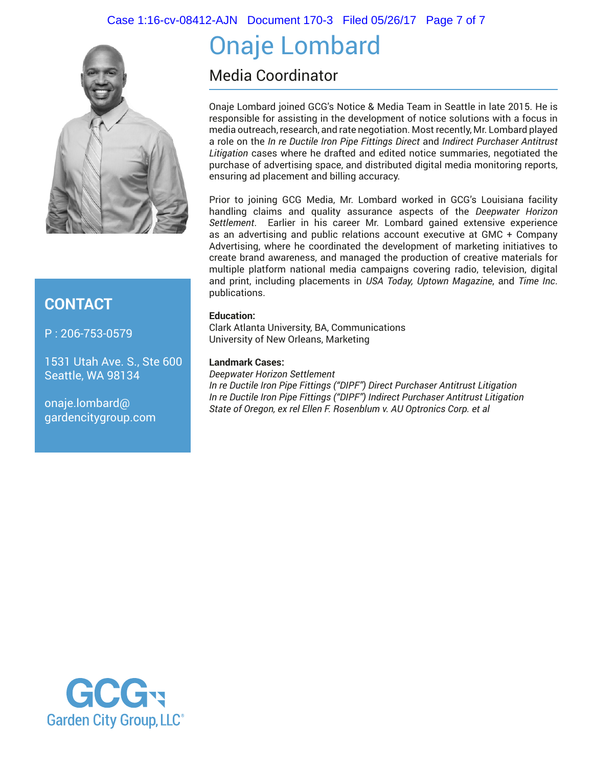# Onaje Lombard

## Media Coordinator

Onaje Lombard joined GCG's Notice & Media Team in Seattle in late 2015. He is responsible for assisting in the development of notice solutions with a focus in media outreach, research, and rate negotiation. Most recently, Mr. Lombard played a role on the *In re Ductile Iron Pipe Fittings Direct* and *Indirect Purchaser Antitrust Litigation* cases where he drafted and edited notice summaries, negotiated the purchase of advertising space, and distributed digital media monitoring reports, ensuring ad placement and billing accuracy.

Prior to joining GCG Media, Mr. Lombard worked in GCG's Louisiana facility handling claims and quality assurance aspects of the *Deepwater Horizon Settlement*. Earlier in his career Mr. Lombard gained extensive experience as an advertising and public relations account executive at GMC + Company Advertising, where he coordinated the development of marketing initiatives to create brand awareness, and managed the production of creative materials for multiple platform national media campaigns covering radio, television, digital and print, including placements in *USA Today, Uptown Magazine*, and *Time Inc*. publications.

**Education:**
Clark Atlanta University, BA, Communications
University of New Orleans, Marketing

**Landmark Cases:**
*Deepwater Horizon Settlement*
*In re Ductile Iron Pipe Fittings ("DIPF") Direct Purchaser Antitrust Litigation*
*In re Ductile Iron Pipe Fittings ("DIPF") Indirect Purchaser Antitrust Litigation*
*State of Oregon, ex rel Ellen F. Rosenblum v. AU Optronics Corp. et al*

## CONTACT

P : 206-753-0579

1531 Utah Ave. S., Ste 600
Seattle, WA 98134

onaje.lombard@
gardencitygroup.com

GCG
Garden City Group, LLC®